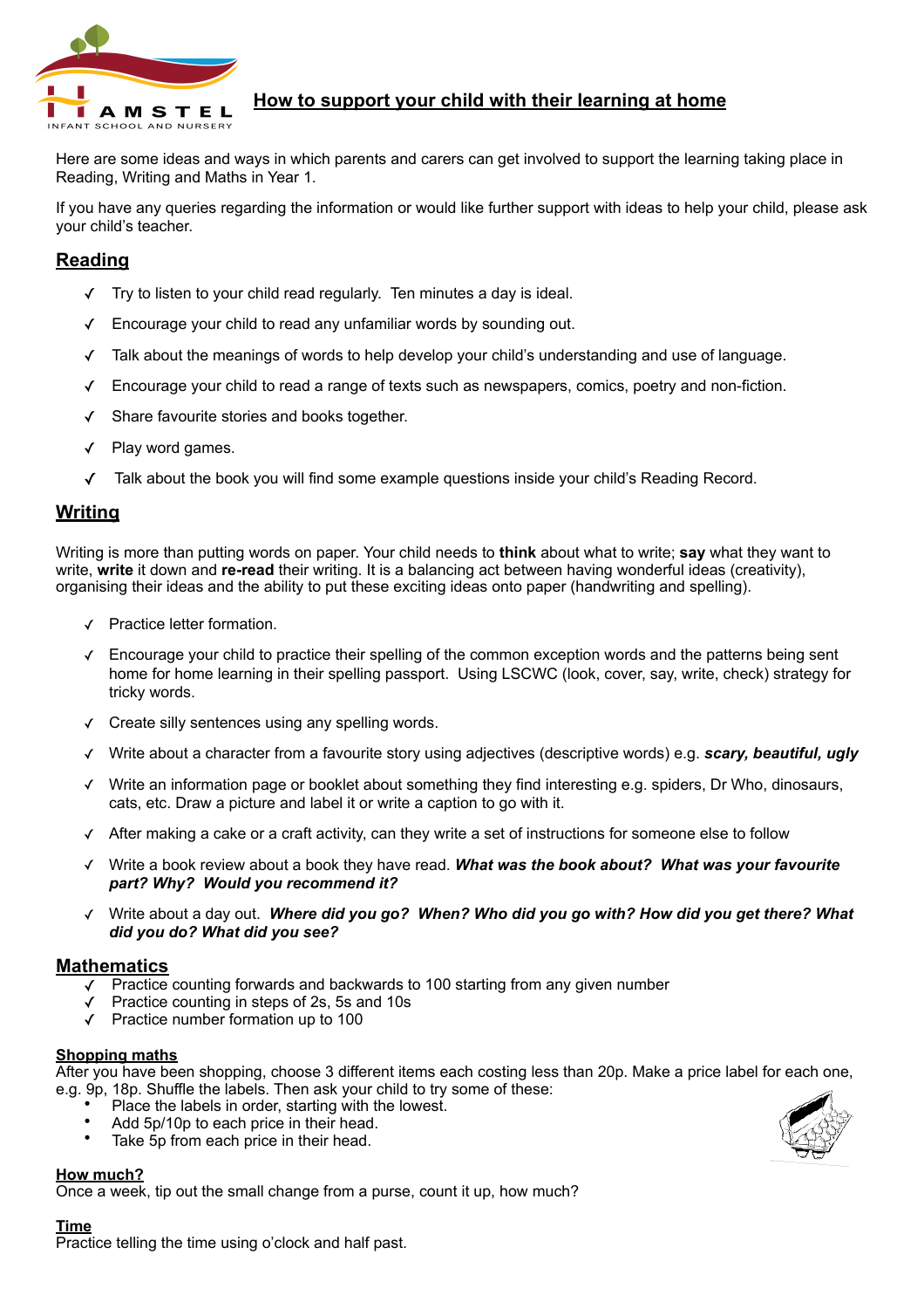# How to support your child with their learning at home

Here are some ideas and ways in which parents and carers can get involved to support the learning taking place in Reading, Writing and Maths in Year 1.

If you have any queries regarding the information or would like further support with ideas to help your child, please ask your child's teacher.

## Reading

- ✓ Try to listen to your child read regularly. Ten minutes a day is ideal.
- ✓ Encourage your child to read any unfamiliar words by sounding out.
- ✓ Talk about the meanings of words to help develop your child's understanding and use of language.
- ✓ Encourage your child to read a range of texts such as newspapers, comics, poetry and non-fiction.
- ✓ Share favourite stories and books together.
- ✓ Play word games.
- ✓ Talk about the book you will find some example questions inside your child's Reading Record.

## Writing

Writing is more than putting words on paper. Your child needs to **think** about what to write; **say** what they want to write, **write** it down and **re-read** their writing. It is a balancing act between having wonderful ideas (creativity), organising their ideas and the ability to put these exciting ideas onto paper (handwriting and spelling).

- ✓ Practice letter formation.
- ✓ Encourage your child to practice their spelling of the common exception words and the patterns being sent home for home learning in their spelling passport. Using LSCWC (look, cover, say, write, check) strategy for tricky words.
- ✓ Create silly sentences using any spelling words.
- ✓ Write about a character from a favourite story using adjectives (descriptive words) e.g. ***scary, beautiful, ugly***
- ✓ Write an information page or booklet about something they find interesting e.g. spiders, Dr Who, dinosaurs, cats, etc. Draw a picture and label it or write a caption to go with it.
- ✓ After making a cake or a craft activity, can they write a set of instructions for someone else to follow
- ✓ Write a book review about a book they have read. ***What was the book about? What was your favourite part? Why? Would you recommend it?***
- ✓ Write about a day out. ***Where did you go? When? Who did you go with? How did you get there? What did you do? What did you see?***

## Mathematics

- ✓ Practice counting forwards and backwards to 100 starting from any given number
- ✓ Practice counting in steps of 2s, 5s and 10s
- ✓ Practice number formation up to 100

### Shopping maths

After you have been shopping, choose 3 different items each costing less than 20p. Make a price label for each one, e.g. 9p, 18p. Shuffle the labels. Then ask your child to try some of these:

- Place the labels in order, starting with the lowest.
- Add 5p/10p to each price in their head.
- Take 5p from each price in their head.

### How much?

Once a week, tip out the small change from a purse, count it up, how much?

### Time

Practice telling the time using o'clock and half past.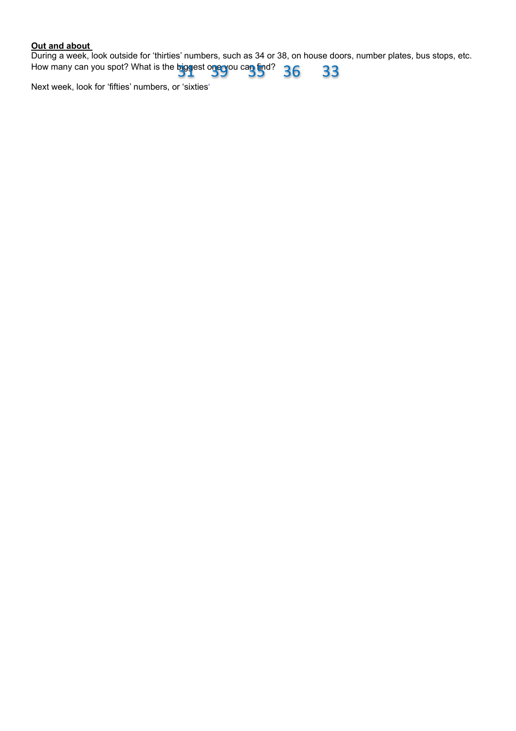**<u>Out and about</u>**

During a week, look outside for 'thirties' numbers, such as 34 or 38, on house doors, number plates, bus stops, etc. How many can you spot? What is the biggest one you can find? 31 39 35 36 33

Next week, look for 'fifties' numbers, or 'sixties'